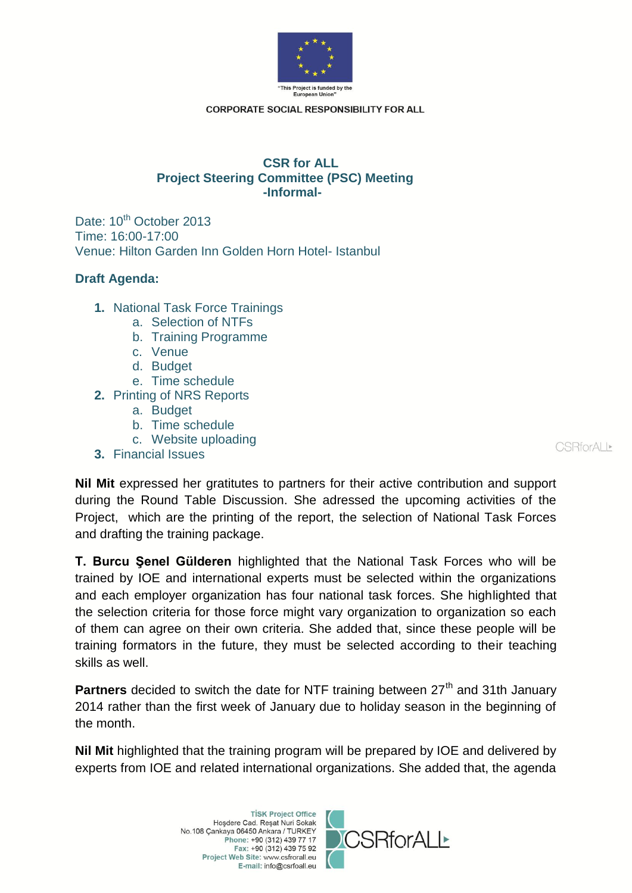"This Project is funded by the European Union"

CORPORATE SOCIAL RESPONSIBILITY FOR ALL

## CSR for ALL
## Project Steering Committee (PSC) Meeting
## -Informal-

Date: 10th October 2013
Time: 16:00-17:00
Venue: Hilton Garden Inn Golden Horn Hotel- Istanbul

### Draft Agenda:

1. National Task Force Trainings
   a. Selection of NTFs
   b. Training Programme
   c. Venue
   d. Budget
   e. Time schedule
2. Printing of NRS Reports
   a. Budget
   b. Time schedule
   c. Website uploading
3. Financial Issues

**Nil Mit** expressed her gratitutes to partners for their active contribution and support during the Round Table Discussion. She adressed the upcoming activities of the Project, which are the printing of the report, the selection of National Task Forces and drafting the training package.

**T. Burcu Şenel Gülderen** highlighted that the National Task Forces who will be trained by IOE and international experts must be selected within the organizations and each employer organization has four national task forces. She highlighted that the selection criteria for those force might vary organization to organization so each of them can agree on their own criteria. She added that, since these people will be training formators in the future, they must be selected according to their teaching skills as well.

**Partners** decided to switch the date for NTF training between 27th and 31th January 2014 rather than the first week of January due to holiday season in the beginning of the month.

**Nil Mit** highlighted that the training program will be prepared by IOE and delivered by experts from IOE and related international organizations. She added that, the agenda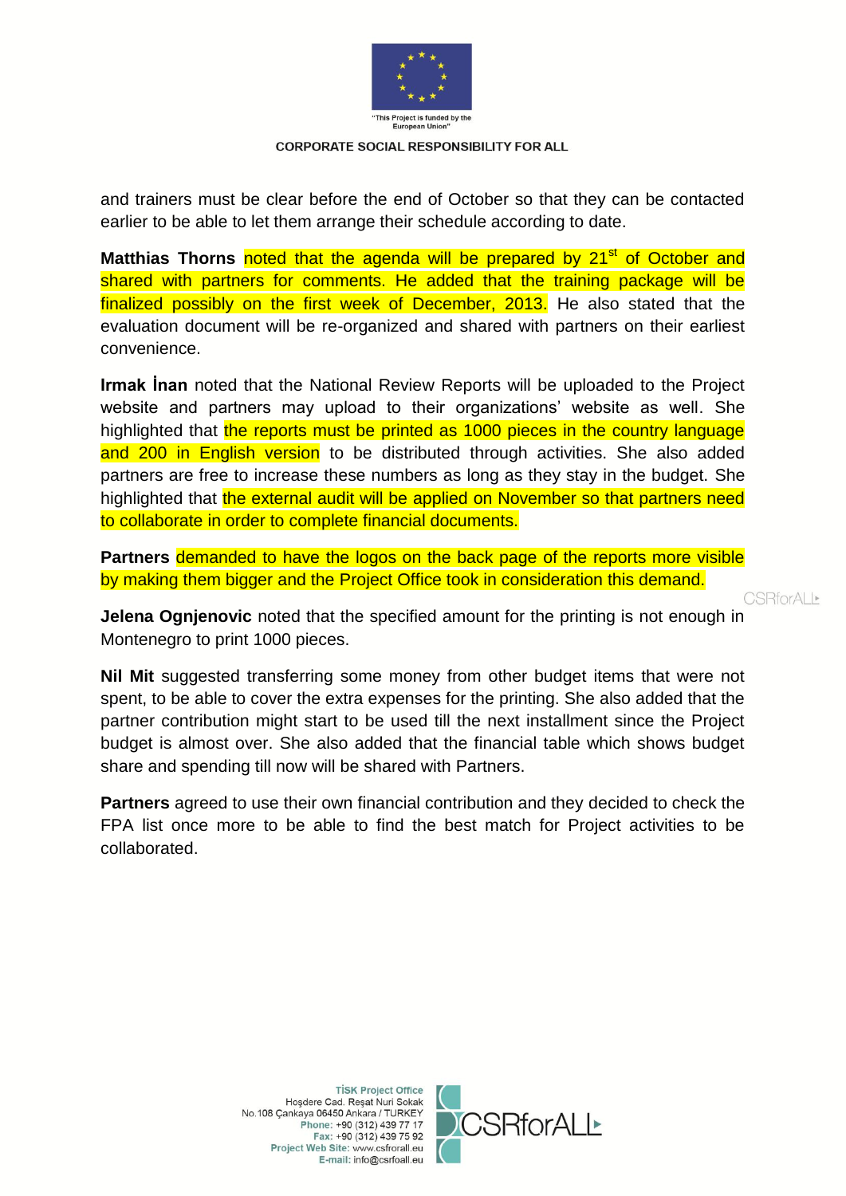and trainers must be clear before the end of October so that they can be contacted earlier to be able to let them arrange their schedule according to date.

**Matthias Thorns** noted that the agenda will be prepared by 21st of October and shared with partners for comments. He added that the training package will be finalized possibly on the first week of December, 2013. He also stated that the evaluation document will be re-organized and shared with partners on their earliest convenience.

**Irmak İnan** noted that the National Review Reports will be uploaded to the Project website and partners may upload to their organizations' website as well. She highlighted that the reports must be printed as 1000 pieces in the country language and 200 in English version to be distributed through activities. She also added partners are free to increase these numbers as long as they stay in the budget. She highlighted that the external audit will be applied on November so that partners need to collaborate in order to complete financial documents.

**Partners** demanded to have the logos on the back page of the reports more visible by making them bigger and the Project Office took in consideration this demand.

**Jelena Ognjenovic** noted that the specified amount for the printing is not enough in Montenegro to print 1000 pieces.

**Nil Mit** suggested transferring some money from other budget items that were not spent, to be able to cover the extra expenses for the printing. She also added that the partner contribution might start to be used till the next installment since the Project budget is almost over. She also added that the financial table which shows budget share and spending till now will be shared with Partners.

**Partners** agreed to use their own financial contribution and they decided to check the FPA list once more to be able to find the best match for Project activities to be collaborated.